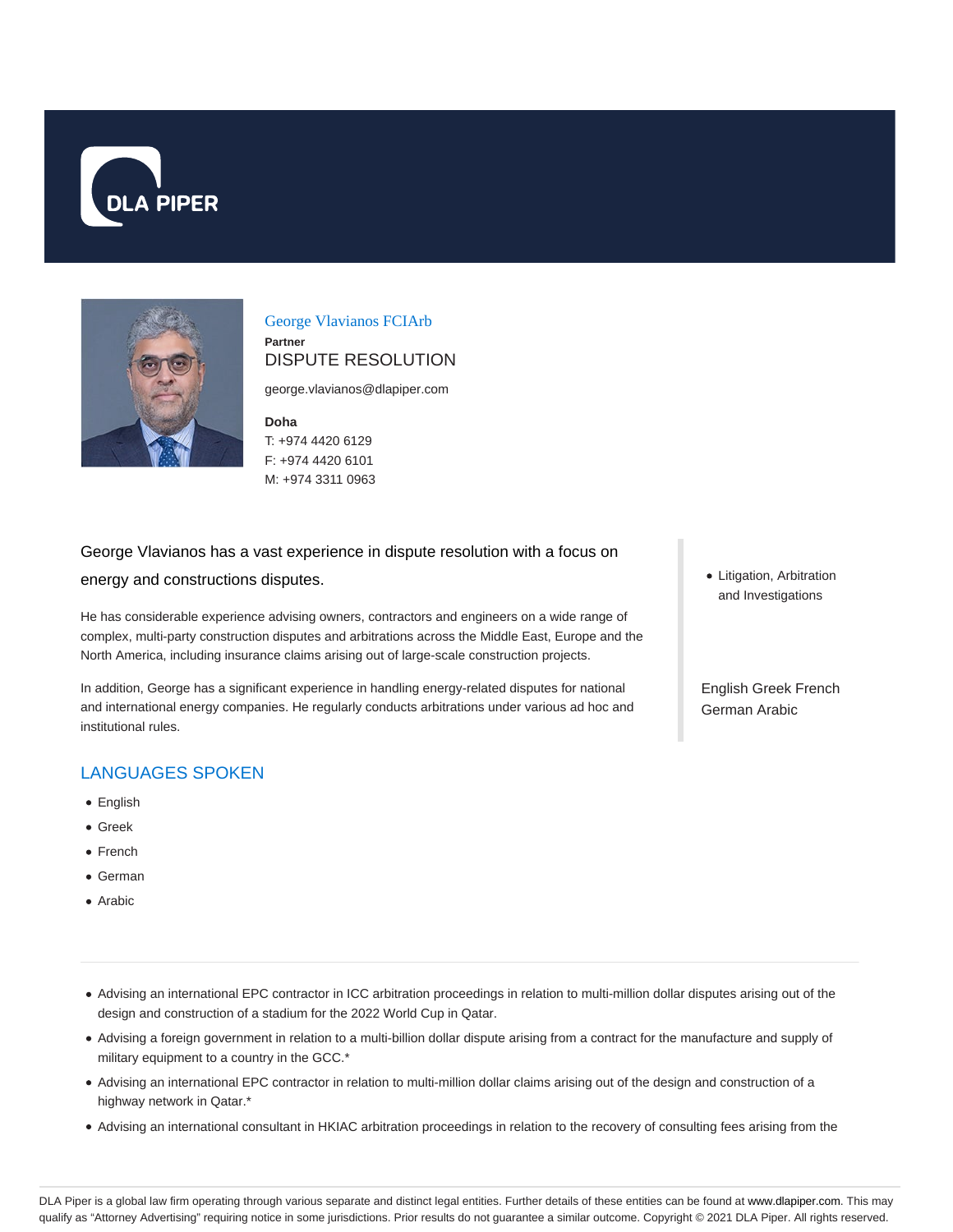DLA PIPER

## George Vlavianos FCIArb

**Partner**

DISPUTE RESOLUTION

george.vlavianos@dlapiper.com

**Doha**

T: +974 4420 6129

F: +974 4420 6101

M: +974 3311 0963

George Vlavianos has a vast experience in dispute resolution with a focus on energy and constructions disputes.

He has considerable experience advising owners, contractors and engineers on a wide range of complex, multi-party construction disputes and arbitrations across the Middle East, Europe and the North America, including insurance claims arising out of large-scale construction projects.

In addition, George has a significant experience in handling energy-related disputes for national and international energy companies. He regularly conducts arbitrations under various ad hoc and institutional rules.

- Litigation, Arbitration and Investigations

English Greek French German Arabic

## LANGUAGES SPOKEN

- English
- Greek
- French
- German
- Arabic

---

- Advising an international EPC contractor in ICC arbitration proceedings in relation to multi-million dollar disputes arising out of the design and construction of a stadium for the 2022 World Cup in Qatar.
- Advising a foreign government in relation to a multi-billion dollar dispute arising from a contract for the manufacture and supply of military equipment to a country in the GCC.*
- Advising an international EPC contractor in relation to multi-million dollar claims arising out of the design and construction of a highway network in Qatar.*
- Advising an international consultant in HKIAC arbitration proceedings in relation to the recovery of consulting fees arising from the

DLA Piper is a global law firm operating through various separate and distinct legal entities. Further details of these entities can be found at www.dlapiper.com. This may qualify as "Attorney Advertising" requiring notice in some jurisdictions. Prior results do not guarantee a similar outcome. Copyright © 2021 DLA Piper. All rights reserved.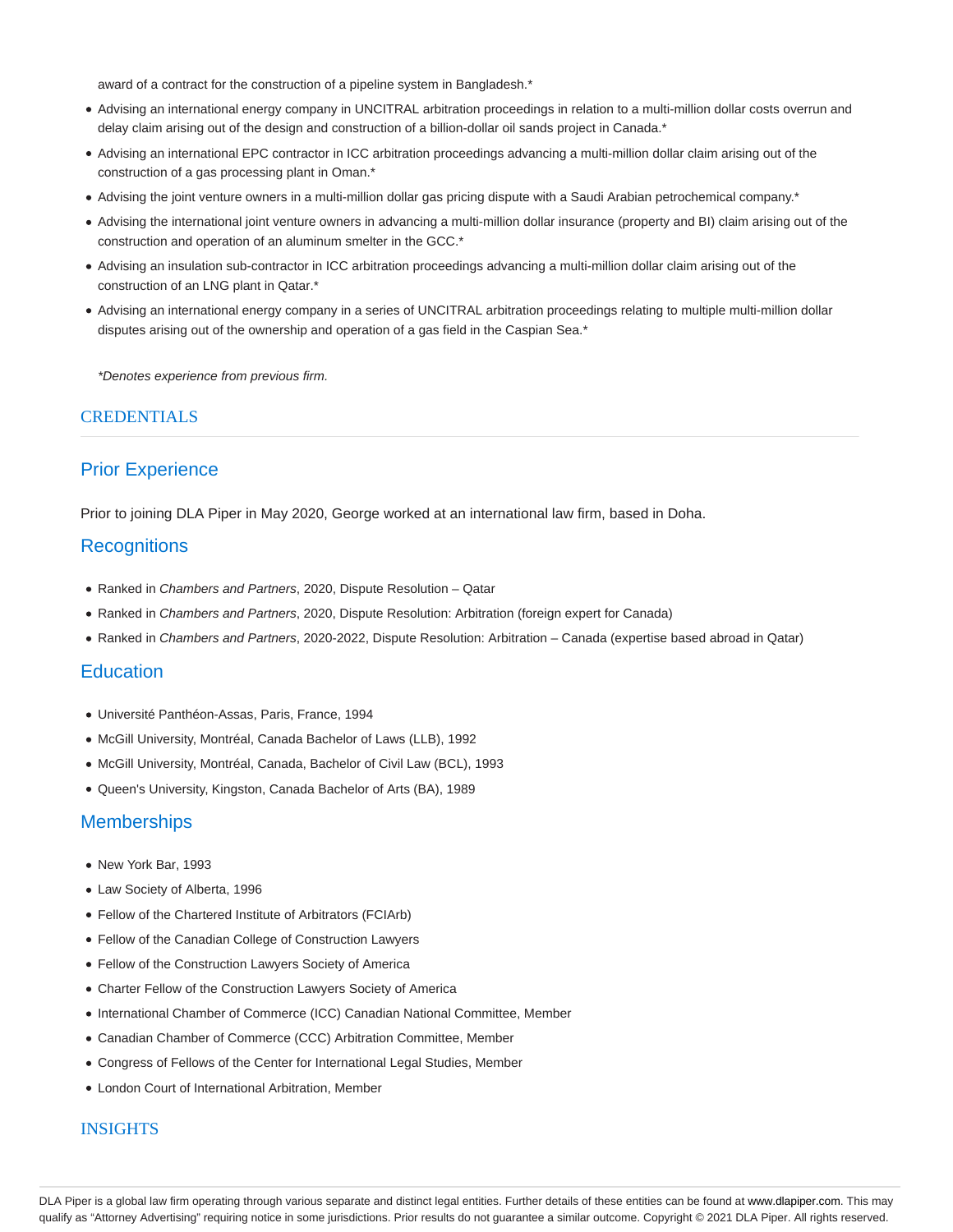award of a contract for the construction of a pipeline system in Bangladesh.*

- Advising an international energy company in UNCITRAL arbitration proceedings in relation to a multi-million dollar costs overrun and delay claim arising out of the design and construction of a billion-dollar oil sands project in Canada.*
- Advising an international EPC contractor in ICC arbitration proceedings advancing a multi-million dollar claim arising out of the construction of a gas processing plant in Oman.*
- Advising the joint venture owners in a multi-million dollar gas pricing dispute with a Saudi Arabian petrochemical company.*
- Advising the international joint venture owners in advancing a multi-million dollar insurance (property and BI) claim arising out of the construction and operation of an aluminum smelter in the GCC.*
- Advising an insulation sub-contractor in ICC arbitration proceedings advancing a multi-million dollar claim arising out of the construction of an LNG plant in Qatar.*
- Advising an international energy company in a series of UNCITRAL arbitration proceedings relating to multiple multi-million dollar disputes arising out of the ownership and operation of a gas field in the Caspian Sea.*

*\*Denotes experience from previous firm.*

## CREDENTIALS

### Prior Experience

Prior to joining DLA Piper in May 2020, George worked at an international law firm, based in Doha.

### Recognitions

- Ranked in *Chambers and Partners*, 2020, Dispute Resolution – Qatar
- Ranked in *Chambers and Partners*, 2020, Dispute Resolution: Arbitration (foreign expert for Canada)
- Ranked in *Chambers and Partners*, 2020-2022, Dispute Resolution: Arbitration – Canada (expertise based abroad in Qatar)

### Education

- Université Panthéon-Assas, Paris, France, 1994
- McGill University, Montréal, Canada Bachelor of Laws (LLB), 1992
- McGill University, Montréal, Canada, Bachelor of Civil Law (BCL), 1993
- Queen's University, Kingston, Canada Bachelor of Arts (BA), 1989

### Memberships

- New York Bar, 1993
- Law Society of Alberta, 1996
- Fellow of the Chartered Institute of Arbitrators (FCIArb)
- Fellow of the Canadian College of Construction Lawyers
- Fellow of the Construction Lawyers Society of America
- Charter Fellow of the Construction Lawyers Society of America
- International Chamber of Commerce (ICC) Canadian National Committee, Member
- Canadian Chamber of Commerce (CCC) Arbitration Committee, Member
- Congress of Fellows of the Center for International Legal Studies, Member
- London Court of International Arbitration, Member

## INSIGHTS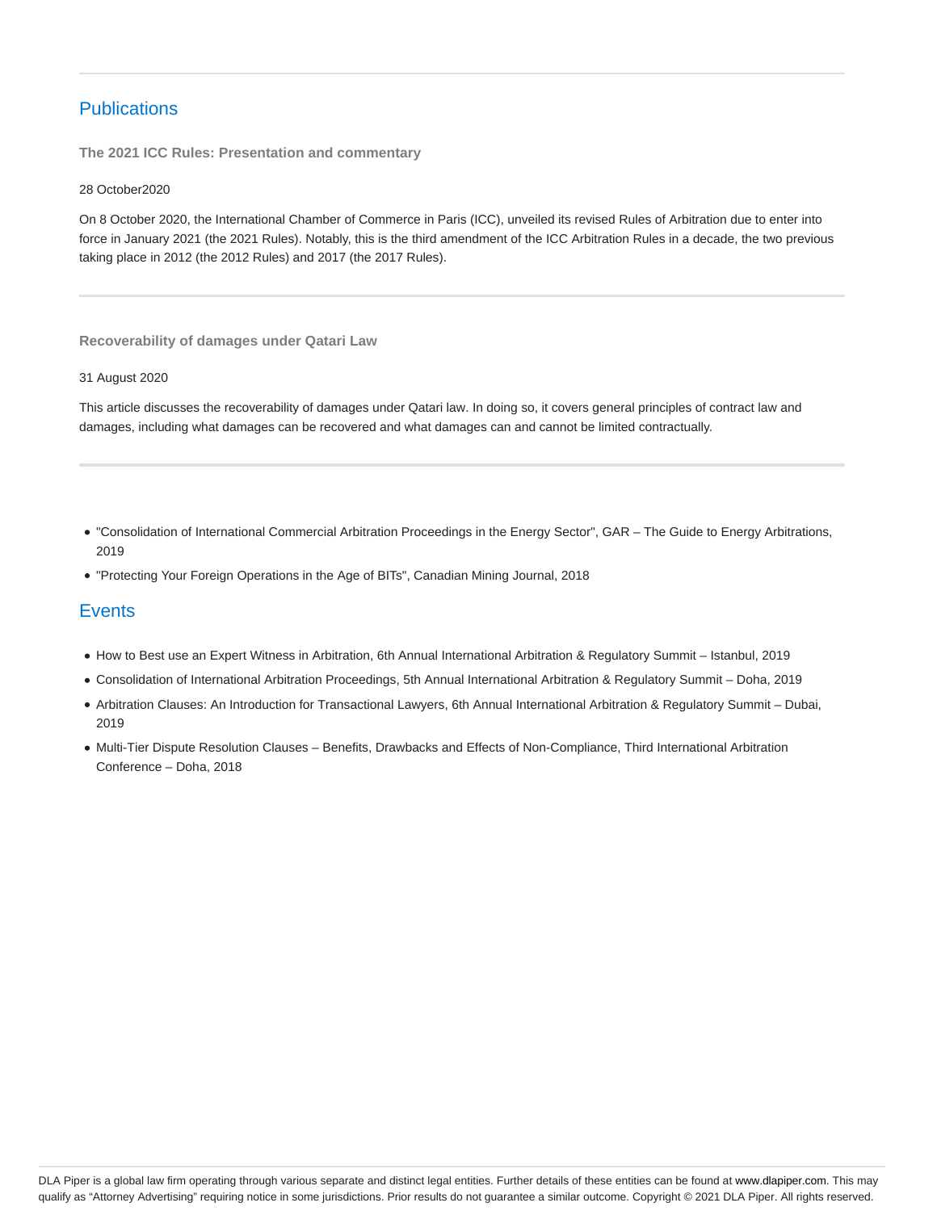## Publications

### The 2021 ICC Rules: Presentation and commentary

28 October2020

On 8 October 2020, the International Chamber of Commerce in Paris (ICC), unveiled its revised Rules of Arbitration due to enter into force in January 2021 (the 2021 Rules). Notably, this is the third amendment of the ICC Arbitration Rules in a decade, the two previous taking place in 2012 (the 2012 Rules) and 2017 (the 2017 Rules).

### Recoverability of damages under Qatari Law

31 August 2020

This article discusses the recoverability of damages under Qatari law. In doing so, it covers general principles of contract law and damages, including what damages can be recovered and what damages can and cannot be limited contractually.

- "Consolidation of International Commercial Arbitration Proceedings in the Energy Sector", GAR – The Guide to Energy Arbitrations, 2019
- "Protecting Your Foreign Operations in the Age of BITs", Canadian Mining Journal, 2018

## Events

- How to Best use an Expert Witness in Arbitration, 6th Annual International Arbitration & Regulatory Summit – Istanbul, 2019
- Consolidation of International Arbitration Proceedings, 5th Annual International Arbitration & Regulatory Summit – Doha, 2019
- Arbitration Clauses: An Introduction for Transactional Lawyers, 6th Annual International Arbitration & Regulatory Summit – Dubai, 2019
- Multi-Tier Dispute Resolution Clauses – Benefits, Drawbacks and Effects of Non-Compliance, Third International Arbitration Conference – Doha, 2018